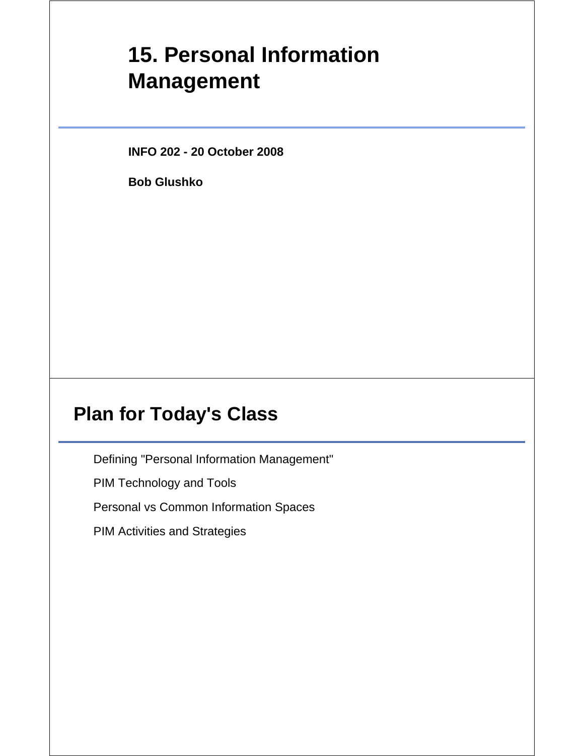# 15. Personal Information Management

**INFO 202 - 20 October 2008**

**Bob Glushko**

## Plan for Today's Class

Defining "Personal Information Management"

PIM Technology and Tools

Personal vs Common Information Spaces

PIM Activities and Strategies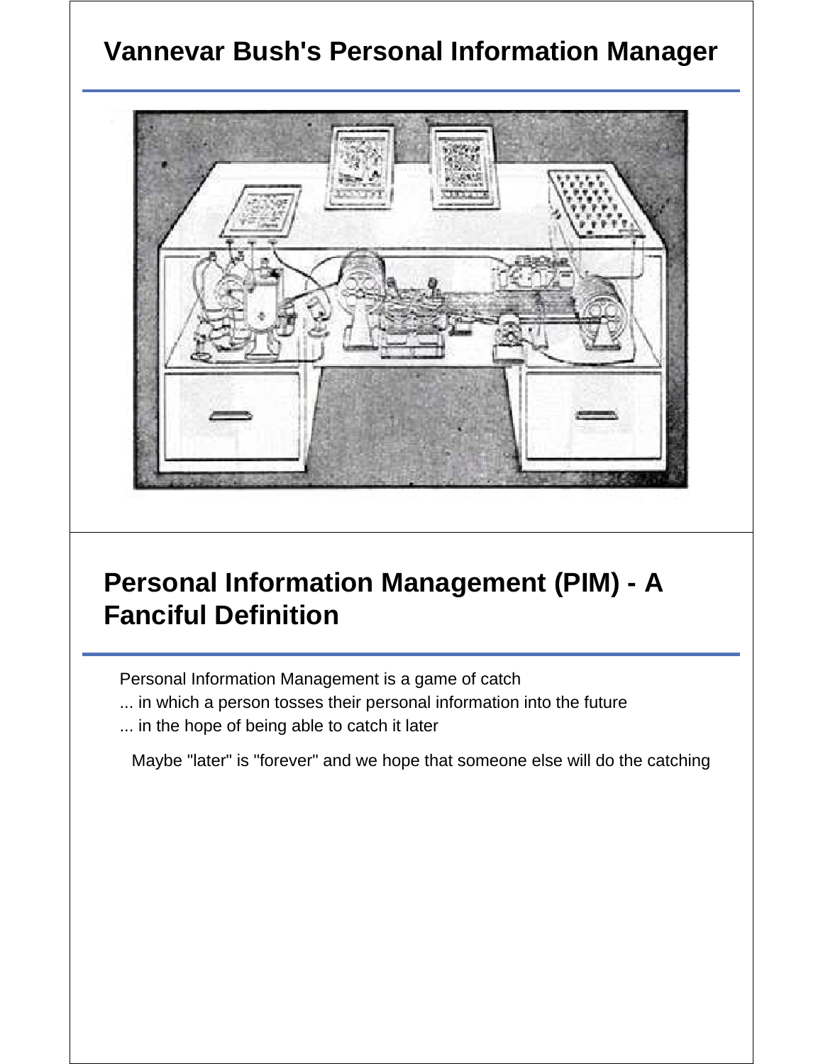# Vannevar Bush's Personal Information Manager

# Personal Information Management (PIM) - A Fanciful Definition

Personal Information Management is a game of catch
... in which a person tosses their personal information into the future
... in the hope of being able to catch it later

Maybe "later" is "forever" and we hope that someone else will do the catching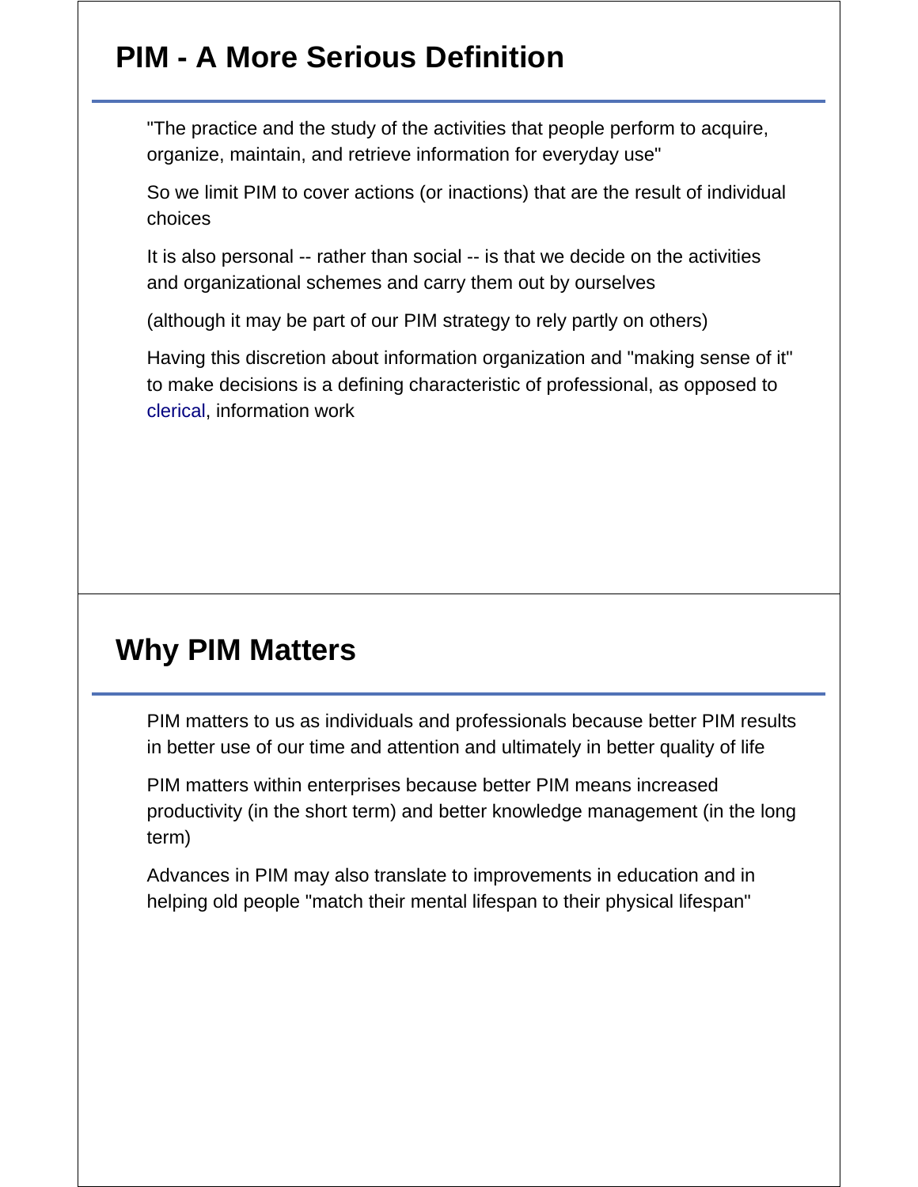## PIM - A More Serious Definition

"The practice and the study of the activities that people perform to acquire, organize, maintain, and retrieve information for everyday use"

So we limit PIM to cover actions (or inactions) that are the result of individual choices

It is also personal -- rather than social -- is that we decide on the activities and organizational schemes and carry them out by ourselves

(although it may be part of our PIM strategy to rely partly on others)

Having this discretion about information organization and "making sense of it" to make decisions is a defining characteristic of professional, as opposed to clerical, information work

## Why PIM Matters

PIM matters to us as individuals and professionals because better PIM results in better use of our time and attention and ultimately in better quality of life

PIM matters within enterprises because better PIM means increased productivity (in the short term) and better knowledge management (in the long term)

Advances in PIM may also translate to improvements in education and in helping old people "match their mental lifespan to their physical lifespan"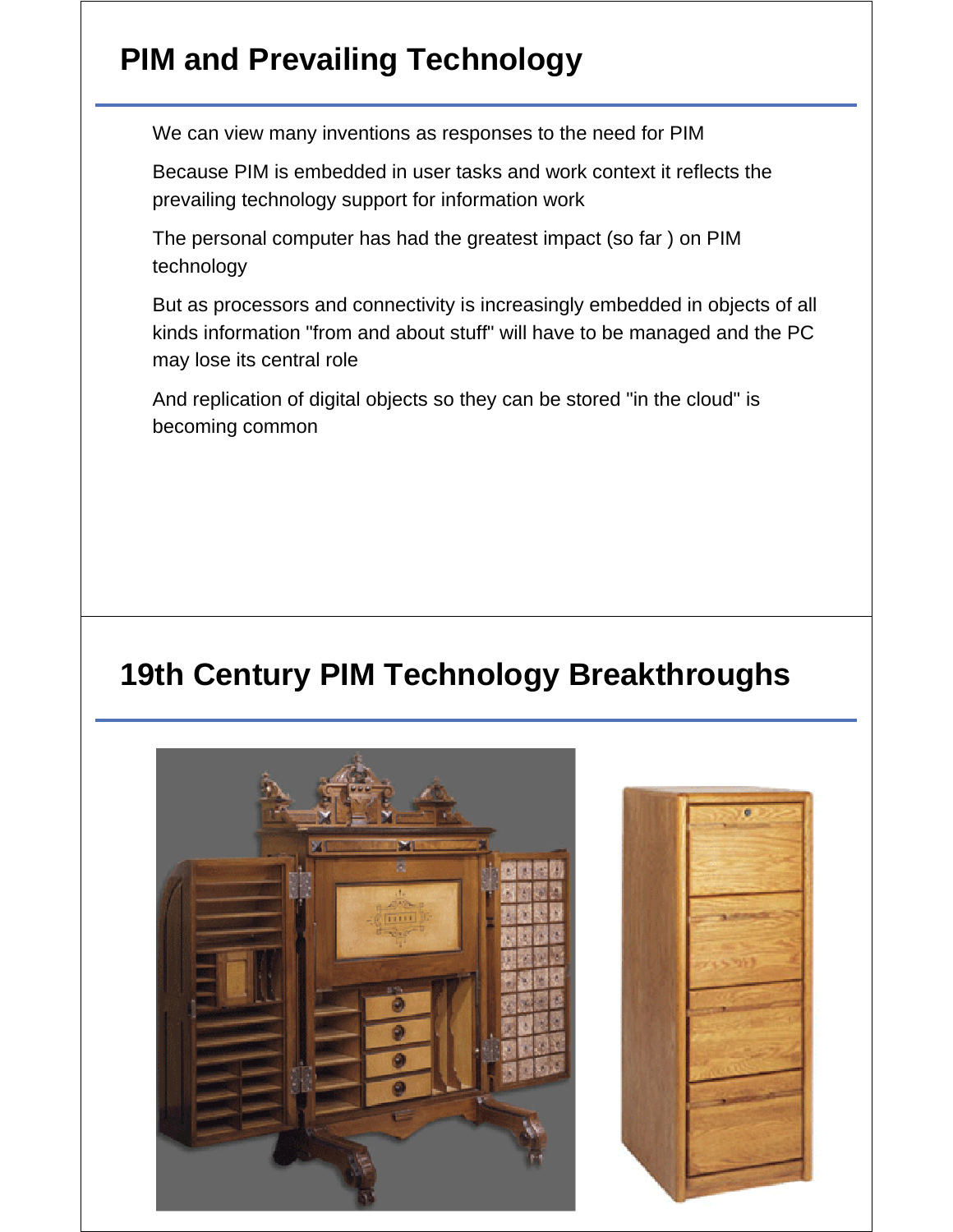# PIM and Prevailing Technology

We can view many inventions as responses to the need for PIM

Because PIM is embedded in user tasks and work context it reflects the prevailing technology support for information work

The personal computer has had the greatest impact (so far ) on PIM technology

But as processors and connectivity is increasingly embedded in objects of all kinds information "from and about stuff" will have to be managed and the PC may lose its central role

And replication of digital objects so they can be stored "in the cloud" is becoming common

# 19th Century PIM Technology Breakthroughs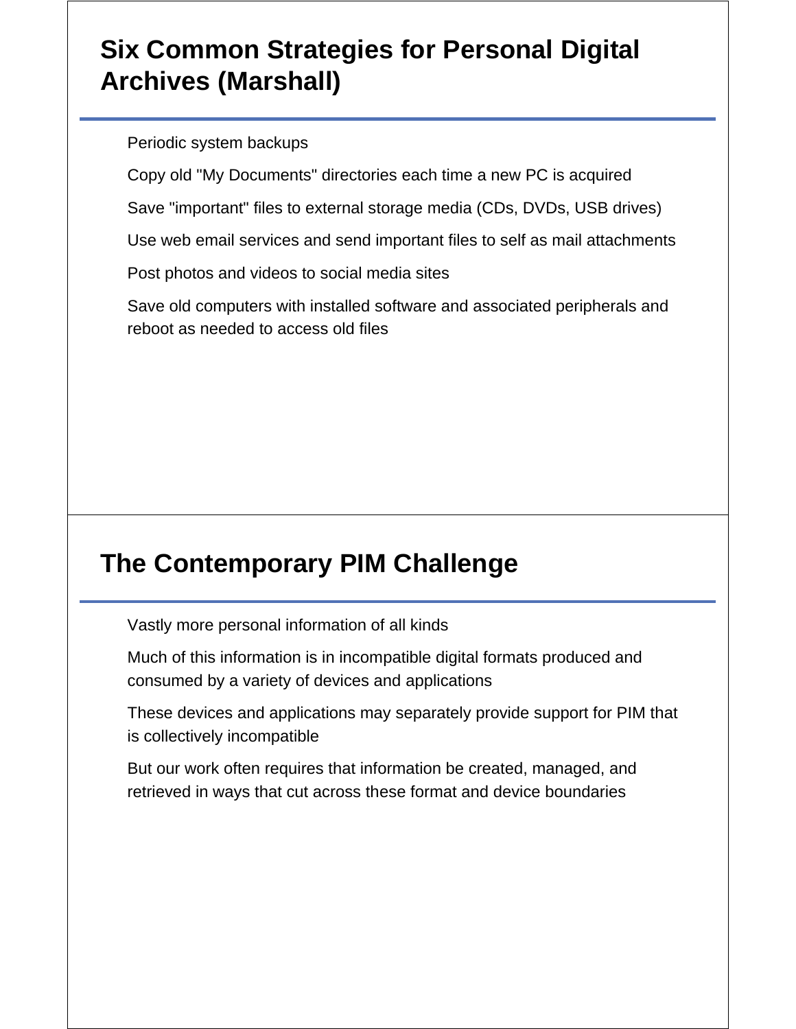## Six Common Strategies for Personal Digital Archives (Marshall)

- Periodic system backups
- Copy old "My Documents" directories each time a new PC is acquired
- Save "important" files to external storage media (CDs, DVDs, USB drives)
- Use web email services and send important files to self as mail attachments
- Post photos and videos to social media sites
- Save old computers with installed software and associated peripherals and reboot as needed to access old files

## The Contemporary PIM Challenge

- Vastly more personal information of all kinds
- Much of this information is in incompatible digital formats produced and consumed by a variety of devices and applications
- These devices and applications may separately provide support for PIM that is collectively incompatible
- But our work often requires that information be created, managed, and retrieved in ways that cut across these format and device boundaries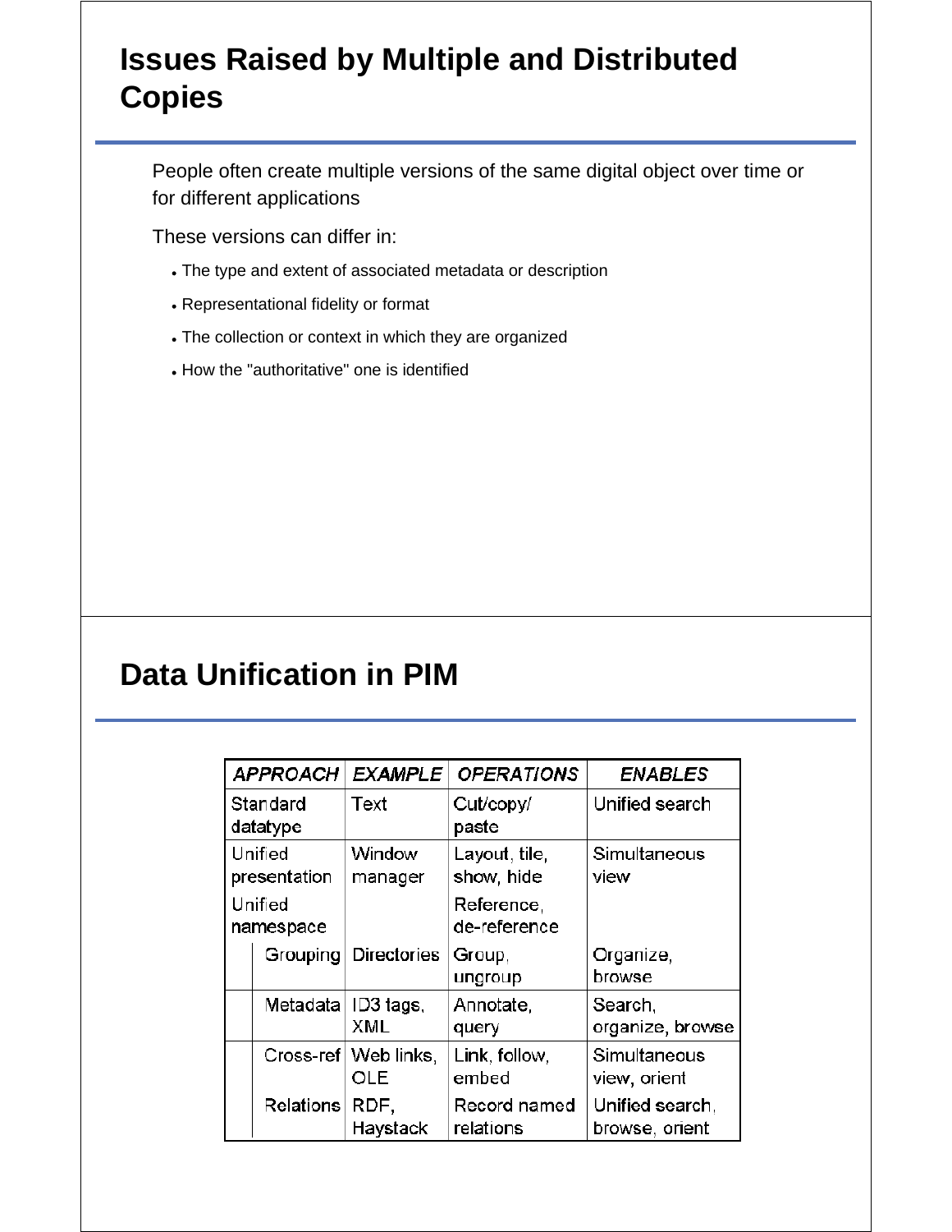## Issues Raised by Multiple and Distributed Copies

People often create multiple versions of the same digital object over time or for different applications

These versions can differ in:

- The type and extent of associated metadata or description
- Representational fidelity or format
- The collection or context in which they are organized
- How the "authoritative" one is identified

## Data Unification in PIM

| *APPROACH* | *EXAMPLE* | *OPERATIONS* | *ENABLES* |
|---|---|---|---|
| Standard datatype | Text | Cut/copy/paste | Unified search |
| Unified presentation | Window manager | Layout, tile, show, hide | Simultaneous view |
| Unified namespace | | Reference, de-reference | |
| Grouping | Directories | Group, ungroup | Organize, browse |
| Metadata | ID3 tags, XML | Annotate, query | Search, organize, browse |
| Cross-ref | Web links, OLE | Link, follow, embed | Simultaneous view, orient |
| Relations | RDF, Haystack | Record named relations | Unified search, browse, orient |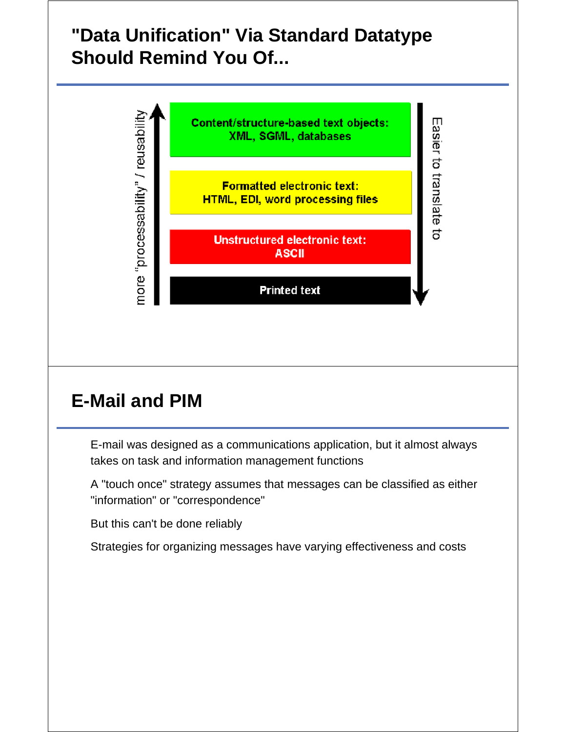## "Data Unification" Via Standard Datatype Should Remind You Of...

- Content/structure-based text objects: XML, SGML, databases
- Formatted electronic text: HTML, EDI, word processing files
- Unstructured electronic text: ASCII
- Printed text

(Upward arrow: more "processability" / reusability; Downward arrow: Easier to translate to)

## E-Mail and PIM

E-mail was designed as a communications application, but it almost always takes on task and information management functions

A "touch once" strategy assumes that messages can be classified as either "information" or "correspondence"

But this can't be done reliably

Strategies for organizing messages have varying effectiveness and costs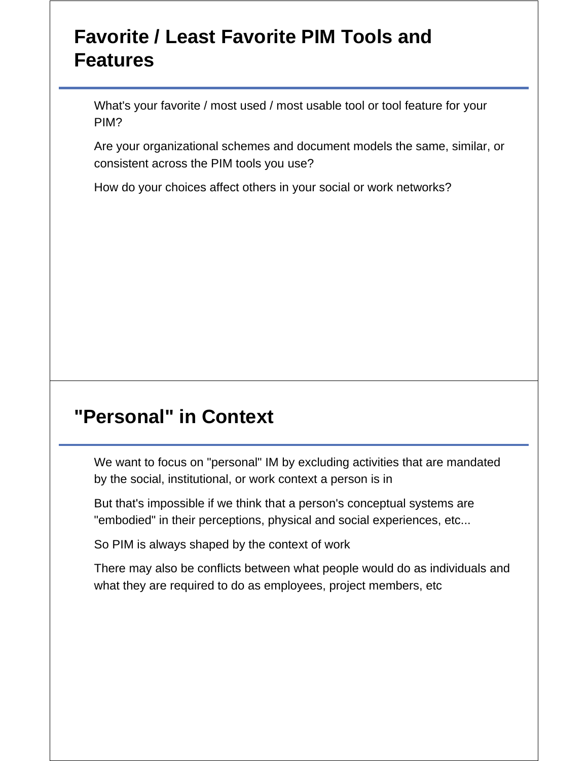## Favorite / Least Favorite PIM Tools and Features

What's your favorite / most used / most usable tool or tool feature for your PIM?

Are your organizational schemes and document models the same, similar, or consistent across the PIM tools you use?

How do your choices affect others in your social or work networks?

## "Personal" in Context

We want to focus on "personal" IM by excluding activities that are mandated by the social, institutional, or work context a person is in

But that's impossible if we think that a person's conceptual systems are "embodied" in their perceptions, physical and social experiences, etc...

So PIM is always shaped by the context of work

There may also be conflicts between what people would do as individuals and what they are required to do as employees, project members, etc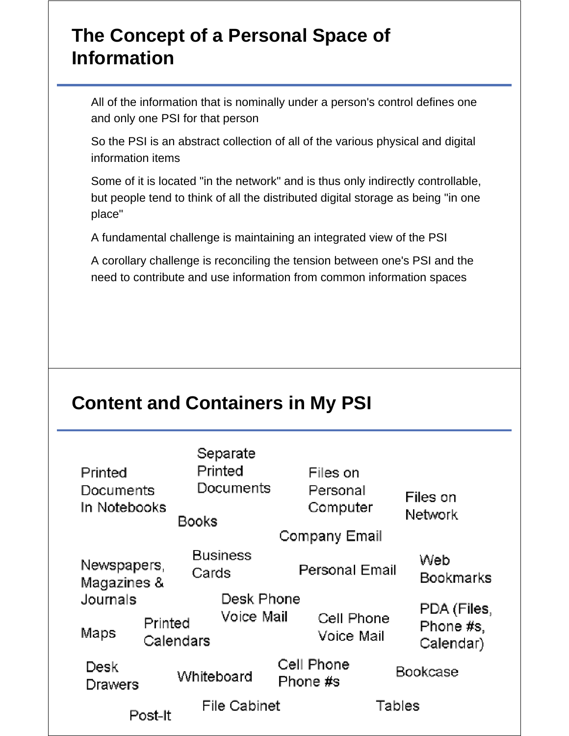## The Concept of a Personal Space of Information

All of the information that is nominally under a person's control defines one and only one PSI for that person

So the PSI is an abstract collection of all of the various physical and digital information items

Some of it is located "in the network" and is thus only indirectly controllable, but people tend to think of all the distributed digital storage as being "in one place"

A fundamental challenge is maintaining an integrated view of the PSI

A corollary challenge is reconciling the tension between one's PSI and the need to contribute and use information from common information spaces

## Content and Containers in My PSI

Printed Documents In Notebooks

Separate Printed Documents

Books

Files on Personal Computer

Files on Network

Company Email

Newspapers, Magazines & Journals

Business Cards

Personal Email

Web Bookmarks

Desk Phone Voice Mail

Maps

Printed Calendars

Cell Phone Voice Mail

PDA (Files, Phone #s, Calendar)

Desk Drawers

Whiteboard

Cell Phone Phone #s

Bookcase

Post-It

File Cabinet

Tables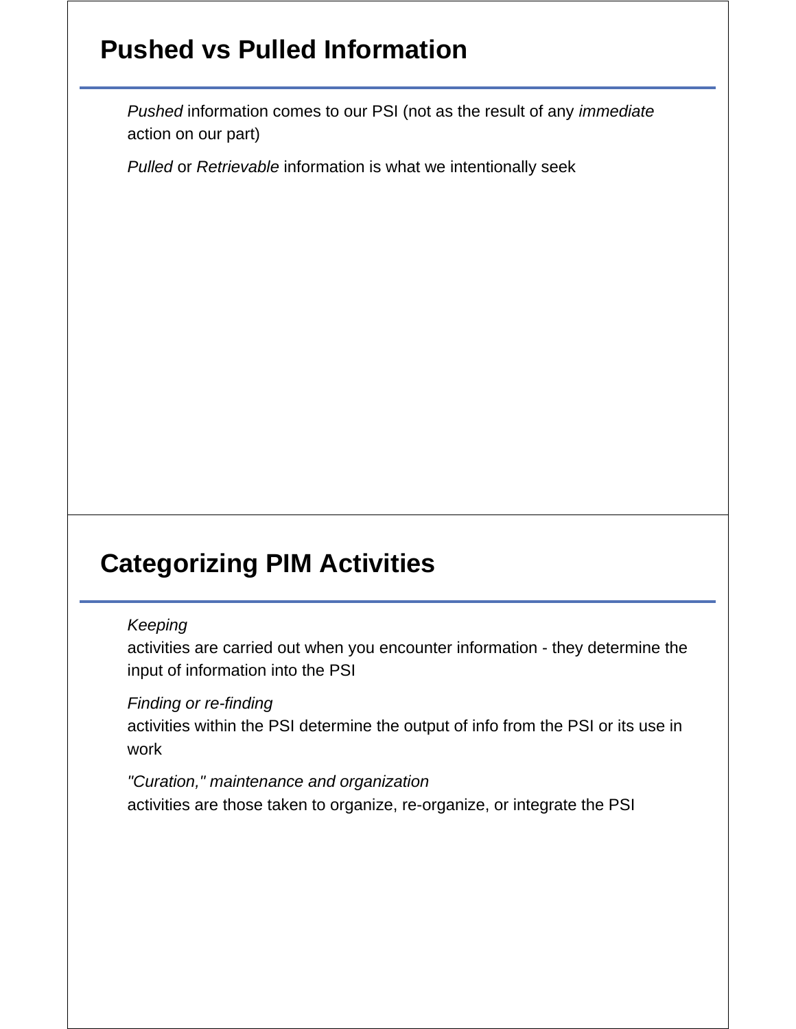## Pushed vs Pulled Information

*Pushed* information comes to our PSI (not as the result of any *immediate* action on our part)

*Pulled* or *Retrievable* information is what we intentionally seek

## Categorizing PIM Activities

*Keeping*
activities are carried out when you encounter information - they determine the input of information into the PSI

*Finding or re-finding*
activities within the PSI determine the output of info from the PSI or its use in work

*"Curation," maintenance and organization*
activities are those taken to organize, re-organize, or integrate the PSI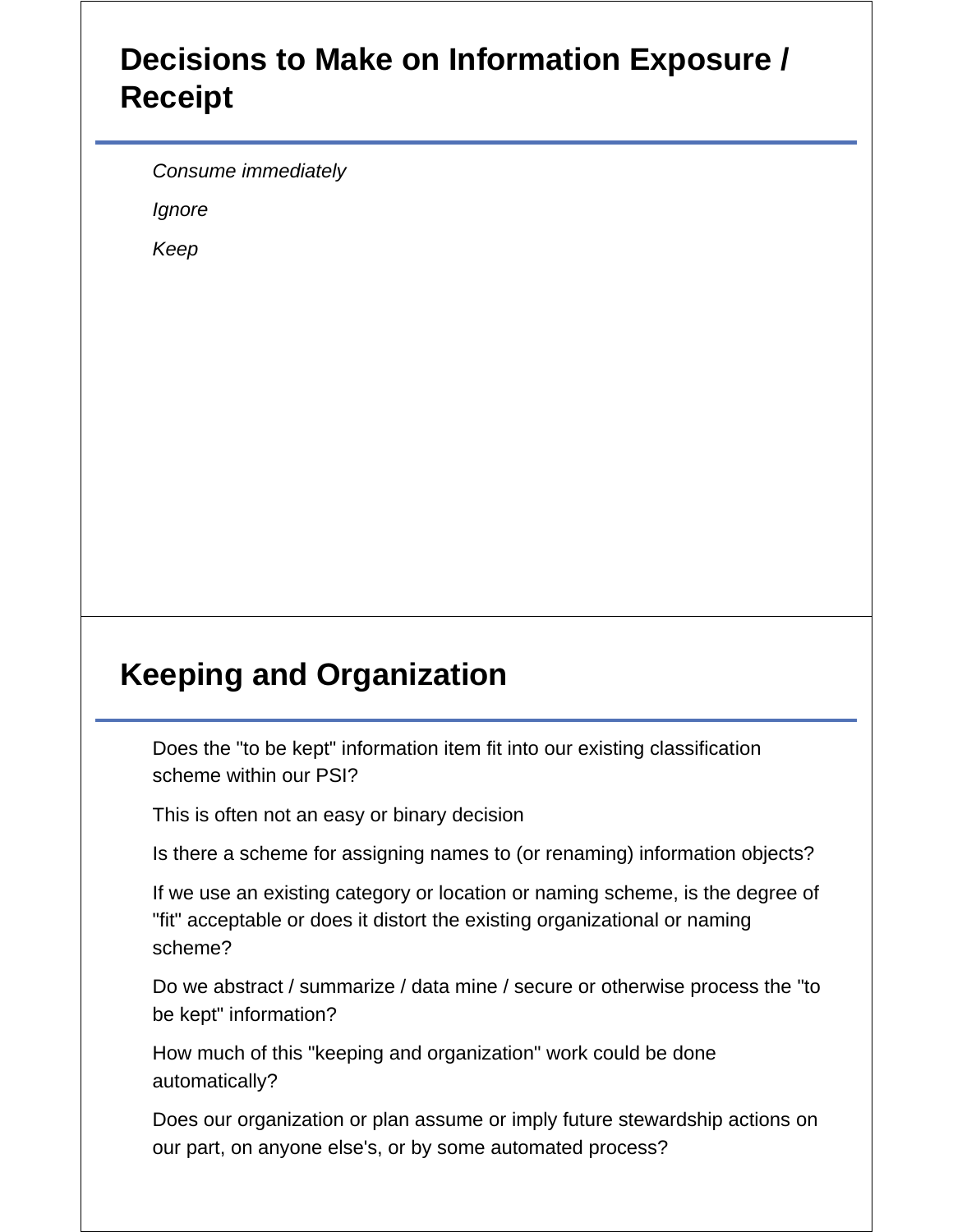## Decisions to Make on Information Exposure / Receipt

*Consume immediately*

*Ignore*

*Keep*

## Keeping and Organization

Does the "to be kept" information item fit into our existing classification scheme within our PSI?

This is often not an easy or binary decision

Is there a scheme for assigning names to (or renaming) information objects?

If we use an existing category or location or naming scheme, is the degree of "fit" acceptable or does it distort the existing organizational or naming scheme?

Do we abstract / summarize / data mine / secure or otherwise process the "to be kept" information?

How much of this "keeping and organization" work could be done automatically?

Does our organization or plan assume or imply future stewardship actions on our part, on anyone else's, or by some automated process?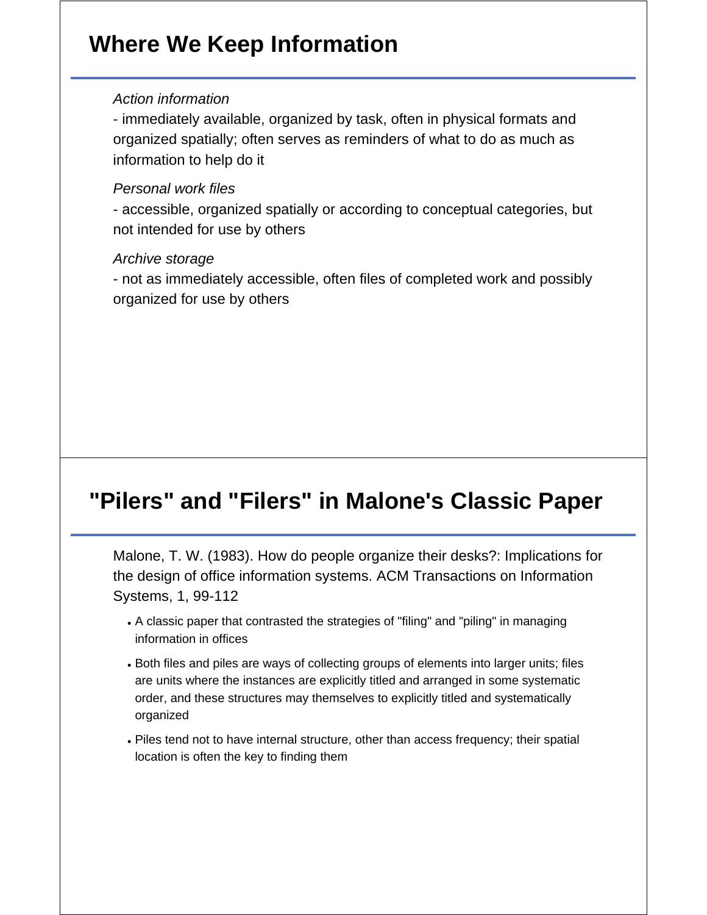## Where We Keep Information

*Action information*

- immediately available, organized by task, often in physical formats and organized spatially; often serves as reminders of what to do as much as information to help do it

*Personal work files*

- accessible, organized spatially or according to conceptual categories, but not intended for use by others

*Archive storage*

- not as immediately accessible, often files of completed work and possibly organized for use by others

## "Pilers" and "Filers" in Malone's Classic Paper

Malone, T. W. (1983). How do people organize their desks?: Implications for the design of office information systems. ACM Transactions on Information Systems, 1, 99-112

- A classic paper that contrasted the strategies of "filing" and "piling" in managing information in offices
- Both files and piles are ways of collecting groups of elements into larger units; files are units where the instances are explicitly titled and arranged in some systematic order, and these structures may themselves to explicitly titled and systematically organized
- Piles tend not to have internal structure, other than access frequency; their spatial location is often the key to finding them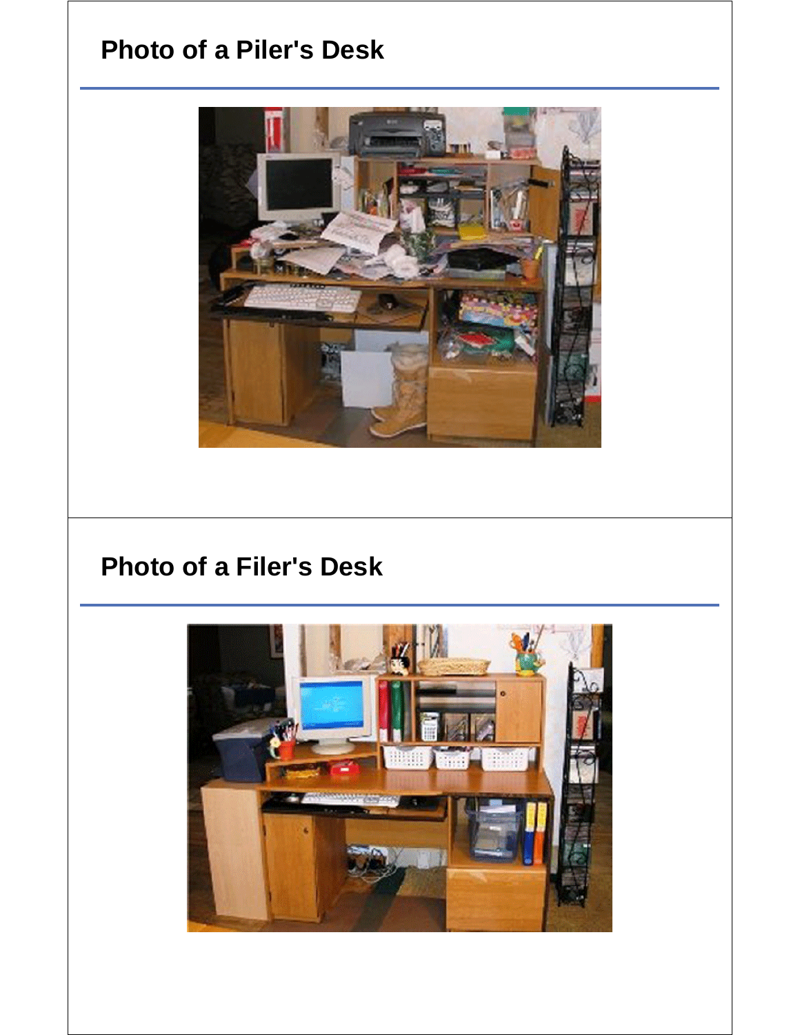## Photo of a Piler's Desk

## Photo of a Filer's Desk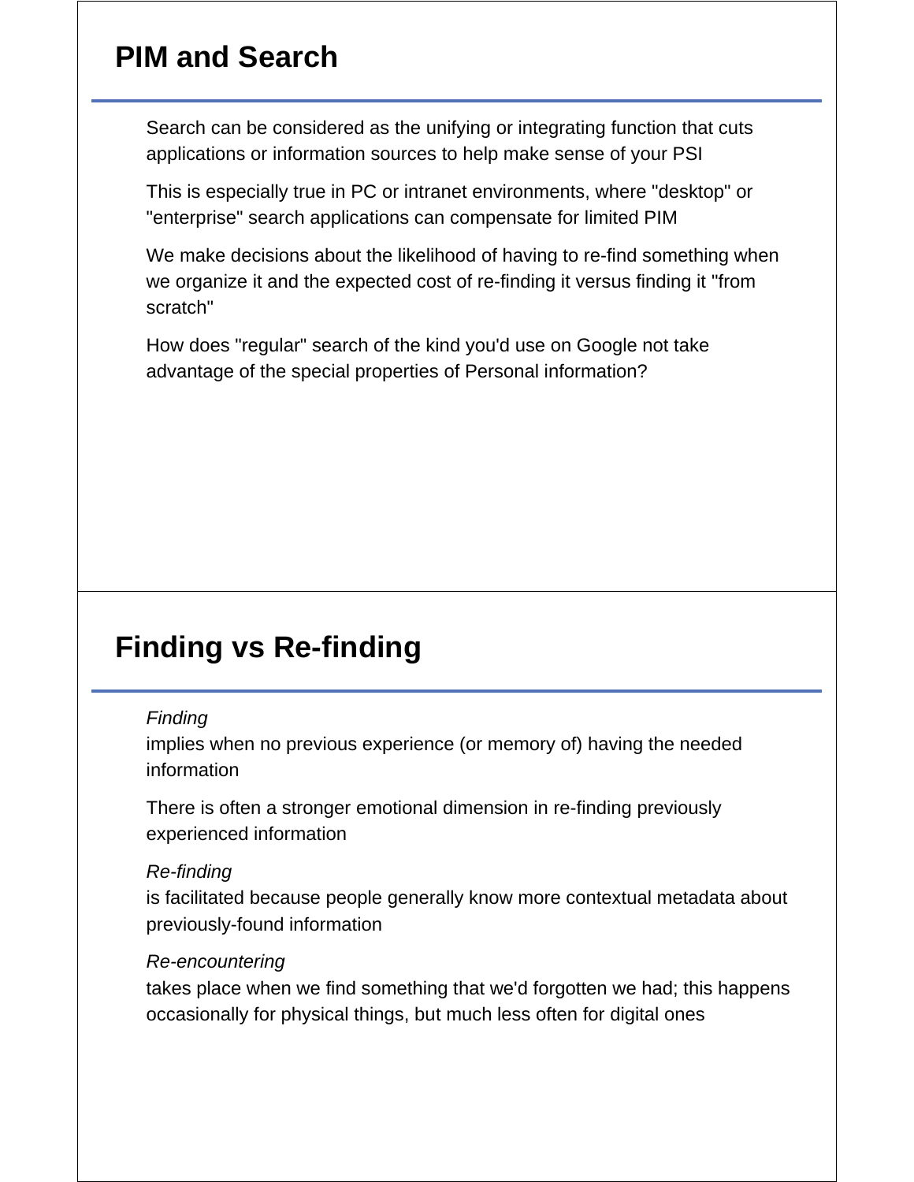## PIM and Search

Search can be considered as the unifying or integrating function that cuts applications or information sources to help make sense of your PSI

This is especially true in PC or intranet environments, where "desktop" or "enterprise" search applications can compensate for limited PIM

We make decisions about the likelihood of having to re-find something when we organize it and the expected cost of re-finding it versus finding it "from scratch"

How does "regular" search of the kind you'd use on Google not take advantage of the special properties of Personal information?

## Finding vs Re-finding

*Finding*
implies when no previous experience (or memory of) having the needed information

There is often a stronger emotional dimension in re-finding previously experienced information

*Re-finding*
is facilitated because people generally know more contextual metadata about previously-found information

*Re-encountering*
takes place when we find something that we'd forgotten we had; this happens occasionally for physical things, but much less often for digital ones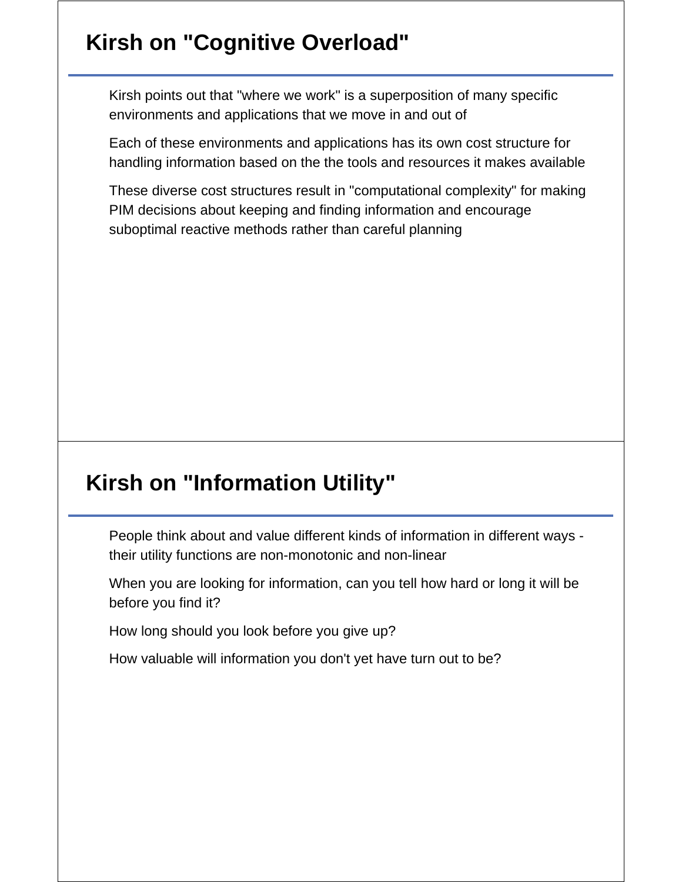## Kirsh on "Cognitive Overload"

Kirsh points out that "where we work" is a superposition of many specific environments and applications that we move in and out of

Each of these environments and applications has its own cost structure for handling information based on the the tools and resources it makes available

These diverse cost structures result in "computational complexity" for making PIM decisions about keeping and finding information and encourage suboptimal reactive methods rather than careful planning

## Kirsh on "Information Utility"

People think about and value different kinds of information in different ways - their utility functions are non-monotonic and non-linear

When you are looking for information, can you tell how hard or long it will be before you find it?

How long should you look before you give up?

How valuable will information you don't yet have turn out to be?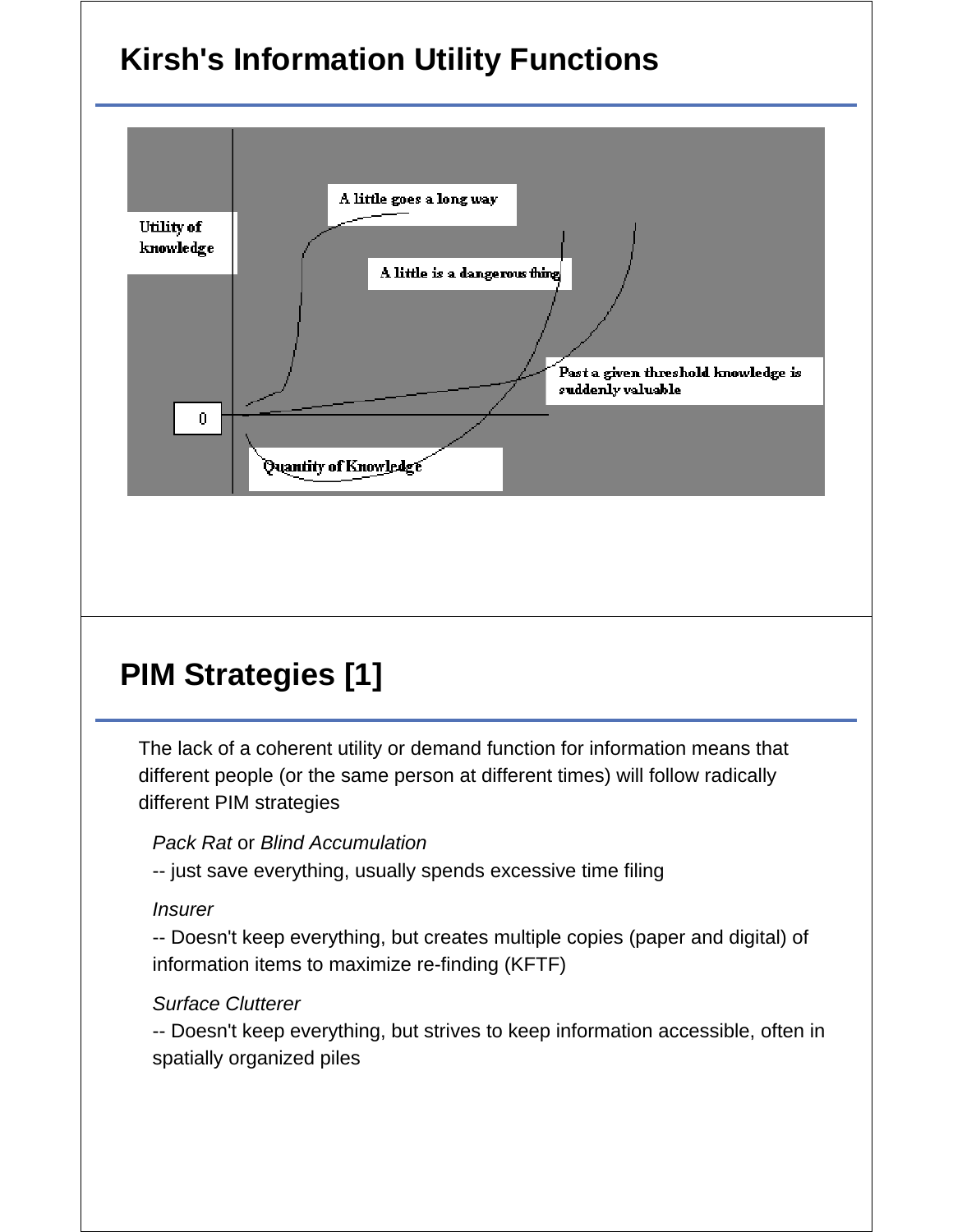## Kirsh's Information Utility Functions

Utility of knowledge

A little goes a long way

A little is a dangerous thing

Past a given threshold knowledge is suddenly valuable

0

Quantity of Knowledge

## PIM Strategies [1]

The lack of a coherent utility or demand function for information means that different people (or the same person at different times) will follow radically different PIM strategies

*Pack Rat* or *Blind Accumulation*

-- just save everything, usually spends excessive time filing

*Insurer*

-- Doesn't keep everything, but creates multiple copies (paper and digital) of information items to maximize re-finding (KFTF)

*Surface Clutterer*

-- Doesn't keep everything, but strives to keep information accessible, often in spatially organized piles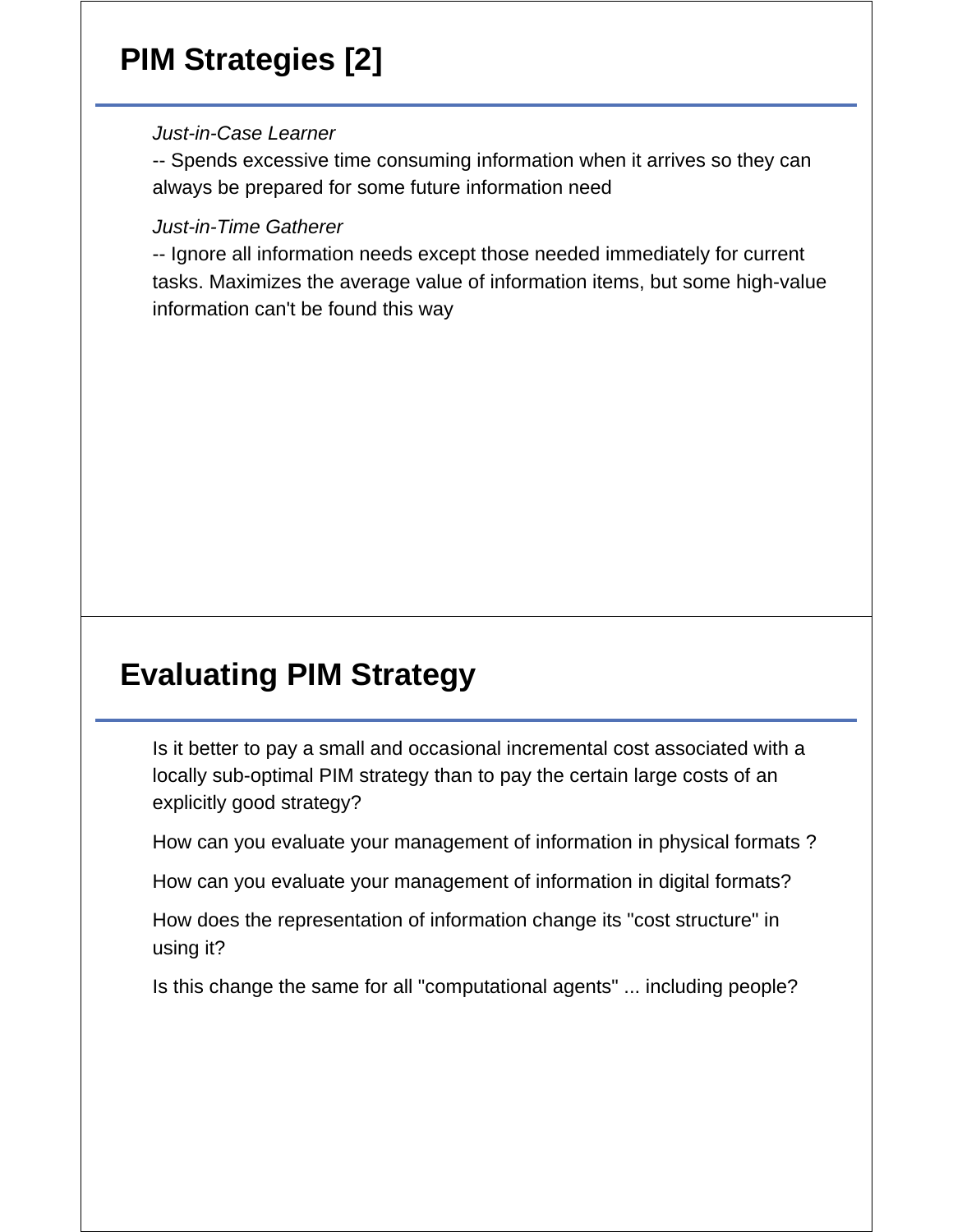## PIM Strategies [2]

*Just-in-Case Learner*

-- Spends excessive time consuming information when it arrives so they can always be prepared for some future information need

*Just-in-Time Gatherer*

-- Ignore all information needs except those needed immediately for current tasks. Maximizes the average value of information items, but some high-value information can't be found this way

## Evaluating PIM Strategy

Is it better to pay a small and occasional incremental cost associated with a locally sub-optimal PIM strategy than to pay the certain large costs of an explicitly good strategy?

How can you evaluate your management of information in physical formats ?

How can you evaluate your management of information in digital formats?

How does the representation of information change its "cost structure" in using it?

Is this change the same for all "computational agents" ... including people?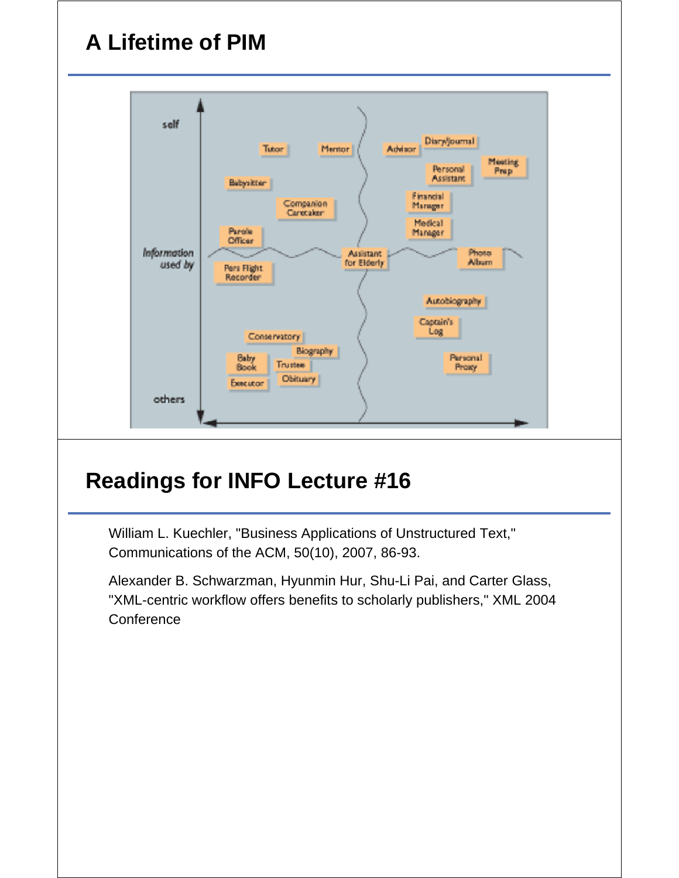## A Lifetime of PIM

self

Tutor

Mentor

Advisor

Diary/Journal

Meeting Prep

Personal Assistant

Babysitter

Companion Caretaker

Financial Manager

Medical Manager

Parole Officer

Information used by

Assistant for Elderly

Photo Album

Pers Flight Recorder

Autobiography

Captain's Log

Conservatory

Biography

Baby Book

Trustee

Personal Proxy

Executor

Obituary

others

## Readings for INFO Lecture #16

William L. Kuechler, "Business Applications of Unstructured Text," Communications of the ACM, 50(10), 2007, 86-93.

Alexander B. Schwarzman, Hyunmin Hur, Shu-Li Pai, and Carter Glass, "XML-centric workflow offers benefits to scholarly publishers," XML 2004 Conference